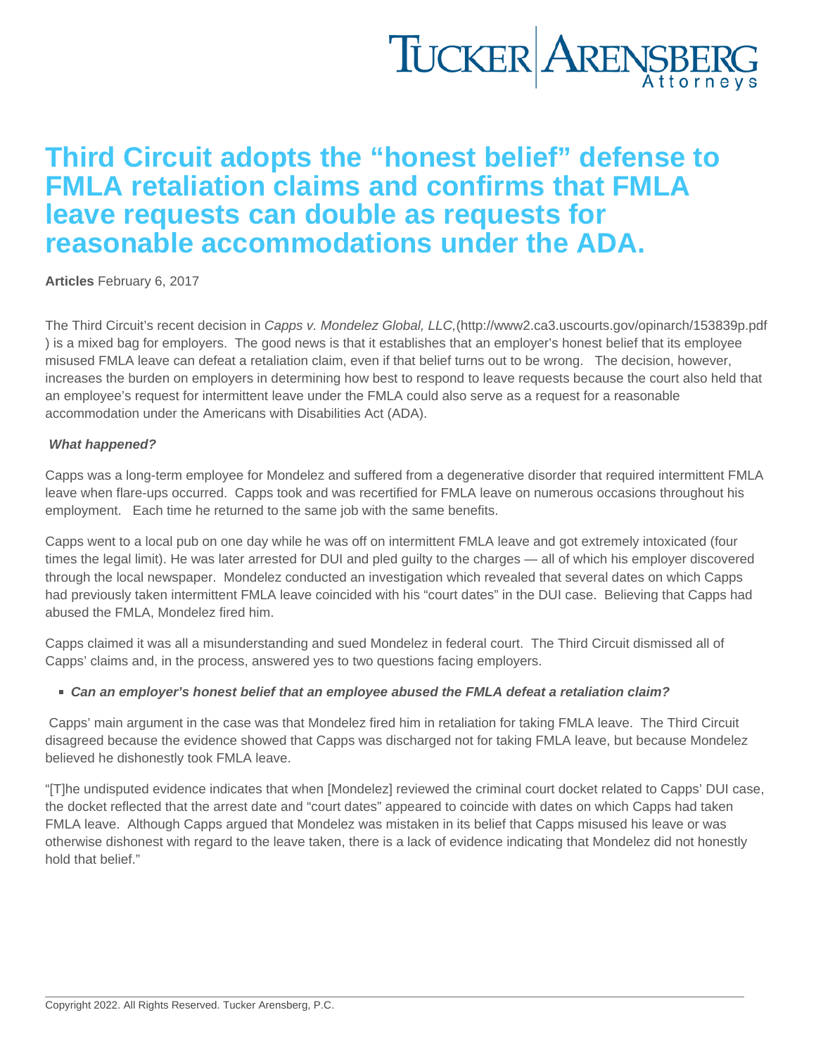# Third Circuit adopts the "honest belief" defense to FMLA retaliation claims and confirms that FMLA leave requests can double as requests for reasonable accommodations under the ADA.

**Articles** February 6, 2017

The Third Circuit's recent decision in *Capps v. Mondelez Global, LLC,*(http://www2.ca3.uscourts.gov/opinarch/153839p.pdf) is a mixed bag for employers. The good news is that it establishes that an employer's honest belief that its employee misused FMLA leave can defeat a retaliation claim, even if that belief turns out to be wrong. The decision, however, increases the burden on employers in determining how best to respond to leave requests because the court also held that an employee's request for intermittent leave under the FMLA could also serve as a request for a reasonable accommodation under the Americans with Disabilities Act (ADA).

***What happened?***

Capps was a long-term employee for Mondelez and suffered from a degenerative disorder that required intermittent FMLA leave when flare-ups occurred. Capps took and was recertified for FMLA leave on numerous occasions throughout his employment. Each time he returned to the same job with the same benefits.

Capps went to a local pub on one day while he was off on intermittent FMLA leave and got extremely intoxicated (four times the legal limit). He was later arrested for DUI and pled guilty to the charges — all of which his employer discovered through the local newspaper. Mondelez conducted an investigation which revealed that several dates on which Capps had previously taken intermittent FMLA leave coincided with his "court dates" in the DUI case. Believing that Capps had abused the FMLA, Mondelez fired him.

Capps claimed it was all a misunderstanding and sued Mondelez in federal court. The Third Circuit dismissed all of Capps' claims and, in the process, answered yes to two questions facing employers.

- ***Can an employer's honest belief that an employee abused the FMLA defeat a retaliation claim?***

Capps' main argument in the case was that Mondelez fired him in retaliation for taking FMLA leave. The Third Circuit disagreed because the evidence showed that Capps was discharged not for taking FMLA leave, but because Mondelez believed he dishonestly took FMLA leave.

"[T]he undisputed evidence indicates that when [Mondelez] reviewed the criminal court docket related to Capps' DUI case, the docket reflected that the arrest date and "court dates" appeared to coincide with dates on which Capps had taken FMLA leave. Although Capps argued that Mondelez was mistaken in its belief that Capps misused his leave or was otherwise dishonest with regard to the leave taken, there is a lack of evidence indicating that Mondelez did not honestly hold that belief."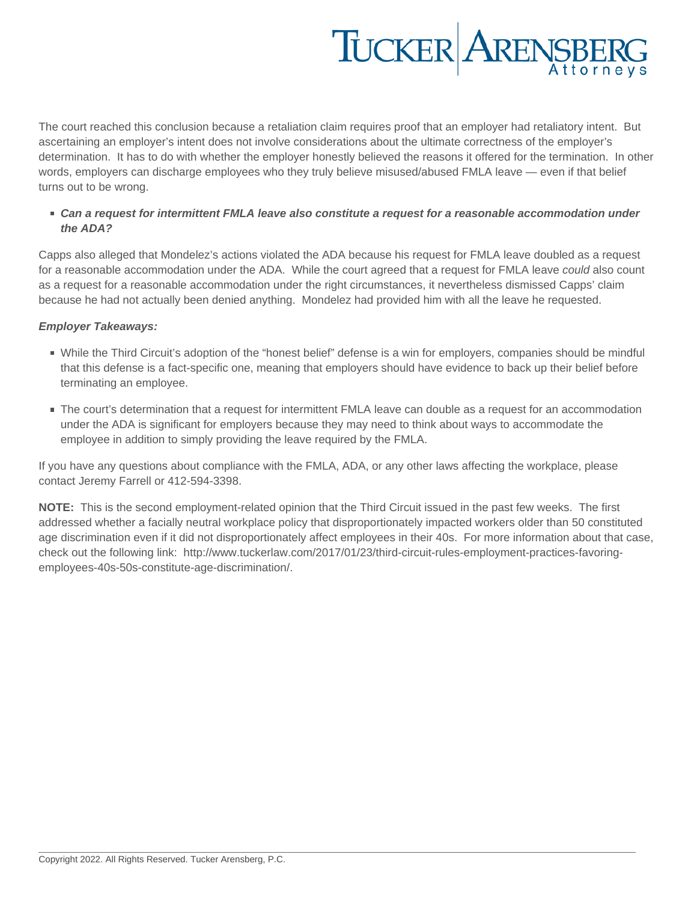The court reached this conclusion because a retaliation claim requires proof that an employer had retaliatory intent. But ascertaining an employer's intent does not involve considerations about the ultimate correctness of the employer's determination. It has to do with whether the employer honestly believed the reasons it offered for the termination. In other words, employers can discharge employees who they truly believe misused/abused FMLA leave — even if that belief turns out to be wrong.

- ***Can a request for intermittent FMLA leave also constitute a request for a reasonable accommodation under the ADA?***

Capps also alleged that Mondelez's actions violated the ADA because his request for FMLA leave doubled as a request for a reasonable accommodation under the ADA. While the court agreed that a request for FMLA leave *could* also count as a request for a reasonable accommodation under the right circumstances, it nevertheless dismissed Capps' claim because he had not actually been denied anything. Mondelez had provided him with all the leave he requested.

***Employer Takeaways:***

- While the Third Circuit's adoption of the "honest belief" defense is a win for employers, companies should be mindful that this defense is a fact-specific one, meaning that employers should have evidence to back up their belief before terminating an employee.
- The court's determination that a request for intermittent FMLA leave can double as a request for an accommodation under the ADA is significant for employers because they may need to think about ways to accommodate the employee in addition to simply providing the leave required by the FMLA.

If you have any questions about compliance with the FMLA, ADA, or any other laws affecting the workplace, please contact Jeremy Farrell or 412-594-3398.

**NOTE:** This is the second employment-related opinion that the Third Circuit issued in the past few weeks. The first addressed whether a facially neutral workplace policy that disproportionately impacted workers older than 50 constituted age discrimination even if it did not disproportionately affect employees in their 40s. For more information about that case, check out the following link: http://www.tuckerlaw.com/2017/01/23/third-circuit-rules-employment-practices-favoring-employees-40s-50s-constitute-age-discrimination/.